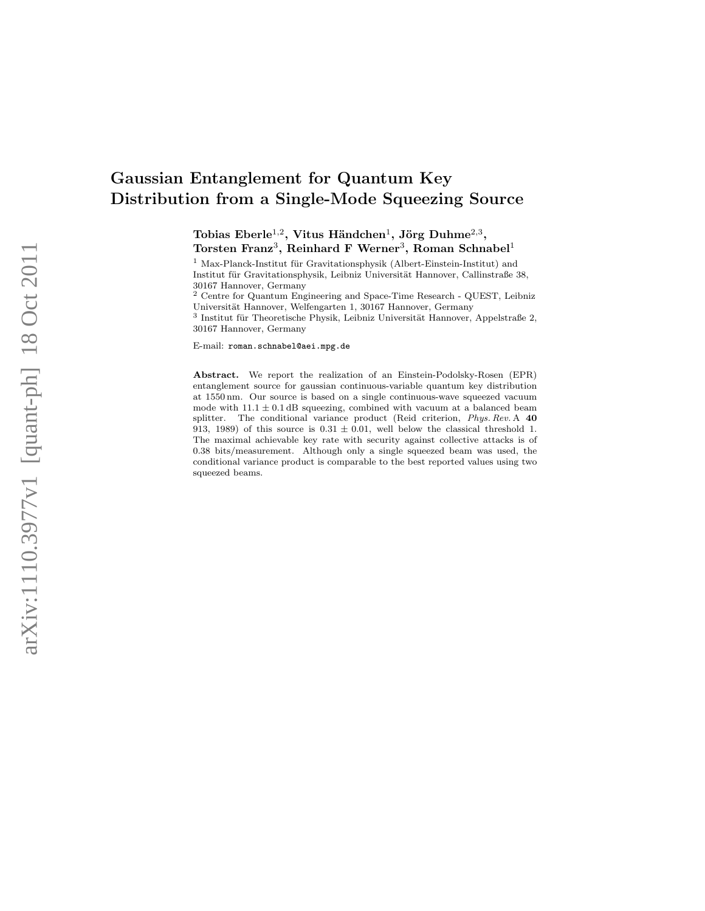# Gaussian Entanglement for Quantum Key Distribution from a Single-Mode Squeezing Source

**Tobias Eberle[1,2], Vitus Händchen[1], Jörg Duhme[2,3], Torsten Franz[3], Reinhard F Werner[3], Roman Schnabel[1]**

[1] Max-Planck-Institut für Gravitationsphysik (Albert-Einstein-Institut) and Institut für Gravitationsphysik, Leibniz Universität Hannover, Callinstraße 38, 30167 Hannover, Germany

[2] Centre for Quantum Engineering and Space-Time Research - QUEST, Leibniz Universität Hannover, Welfengarten 1, 30167 Hannover, Germany

[3] Institut für Theoretische Physik, Leibniz Universität Hannover, Appelstraße 2, 30167 Hannover, Germany

E-mail: `roman.schnabel@aei.mpg.de`

**Abstract.** We report the realization of an Einstein-Podolsky-Rosen (EPR) entanglement source for gaussian continuous-variable quantum key distribution at 1550 nm. Our source is based on a single continuous-wave squeezed vacuum mode with $11.1 \pm 0.1$ dB squeezing, combined with vacuum at a balanced beam splitter. The conditional variance product (Reid criterion, *Phys. Rev.* A **40** 913, 1989) of this source is $0.31 \pm 0.01$, well below the classical threshold 1. The maximal achievable key rate with security against collective attacks is of 0.38 bits/measurement. Although only a single squeezed beam was used, the conditional variance product is comparable to the best reported values using two squeezed beams.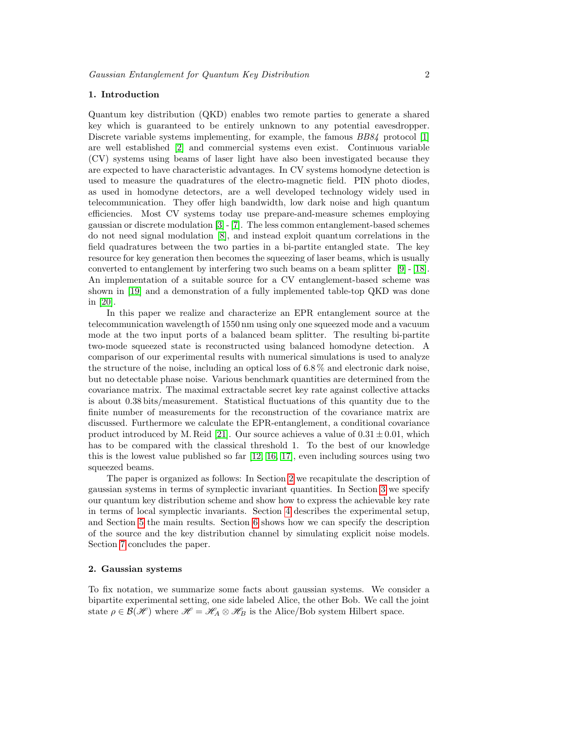## 1. Introduction

Quantum key distribution (QKD) enables two remote parties to generate a shared key which is guaranteed to be entirely unknown to any potential eavesdropper. Discrete variable systems implementing, for example, the famous *BB84* protocol [1] are well established [2] and commercial systems even exist. Continuous variable (CV) systems using beams of laser light have also been investigated because they are expected to have characteristic advantages. In CV systems homodyne detection is used to measure the quadratures of the electro-magnetic field. PIN photo diodes, as used in homodyne detectors, are a well developed technology widely used in telecommunication. They offer high bandwidth, low dark noise and high quantum efficiencies. Most CV systems today use prepare-and-measure schemes employing gaussian or discrete modulation [3] - [7]. The less common entanglement-based schemes do not need signal modulation [8], and instead exploit quantum correlations in the field quadratures between the two parties in a bi-partite entangled state. The key resource for key generation then becomes the squeezing of laser beams, which is usually converted to entanglement by interfering two such beams on a beam splitter [9] - [18]. An implementation of a suitable source for a CV entanglement-based scheme was shown in [19] and a demonstration of a fully implemented table-top QKD was done in [20].

In this paper we realize and characterize an EPR entanglement source at the telecommunication wavelength of 1550 nm using only one squeezed mode and a vacuum mode at the two input ports of a balanced beam splitter. The resulting bi-partite two-mode squeezed state is reconstructed using balanced homodyne detection. A comparison of our experimental results with numerical simulations is used to analyze the structure of the noise, including an optical loss of 6.8 % and electronic dark noise, but no detectable phase noise. Various benchmark quantities are determined from the covariance matrix. The maximal extractable secret key rate against collective attacks is about 0.38 bits/measurement. Statistical fluctuations of this quantity due to the finite number of measurements for the reconstruction of the covariance matrix are discussed. Furthermore we calculate the EPR-entanglement, a conditional covariance product introduced by M. Reid [21]. Our source achieves a value of $0.31 \pm 0.01$, which has to be compared with the classical threshold 1. To the best of our knowledge this is the lowest value published so far [12, 16, 17], even including sources using two squeezed beams.

The paper is organized as follows: In Section 2 we recapitulate the description of gaussian systems in terms of symplectic invariant quantities. In Section 3 we specify our quantum key distribution scheme and show how to express the achievable key rate in terms of local symplectic invariants. Section 4 describes the experimental setup, and Section 5 the main results. Section 6 shows how we can specify the description of the source and the key distribution channel by simulating explicit noise models. Section 7 concludes the paper.

## 2. Gaussian systems

To fix notation, we summarize some facts about gaussian systems. We consider a bipartite experimental setting, one side labeled Alice, the other Bob. We call the joint state $\rho \in \mathcal{B}(\mathscr{H})$ where $\mathscr{H} = \mathscr{H}_A \otimes \mathscr{H}_B$ is the Alice/Bob system Hilbert space.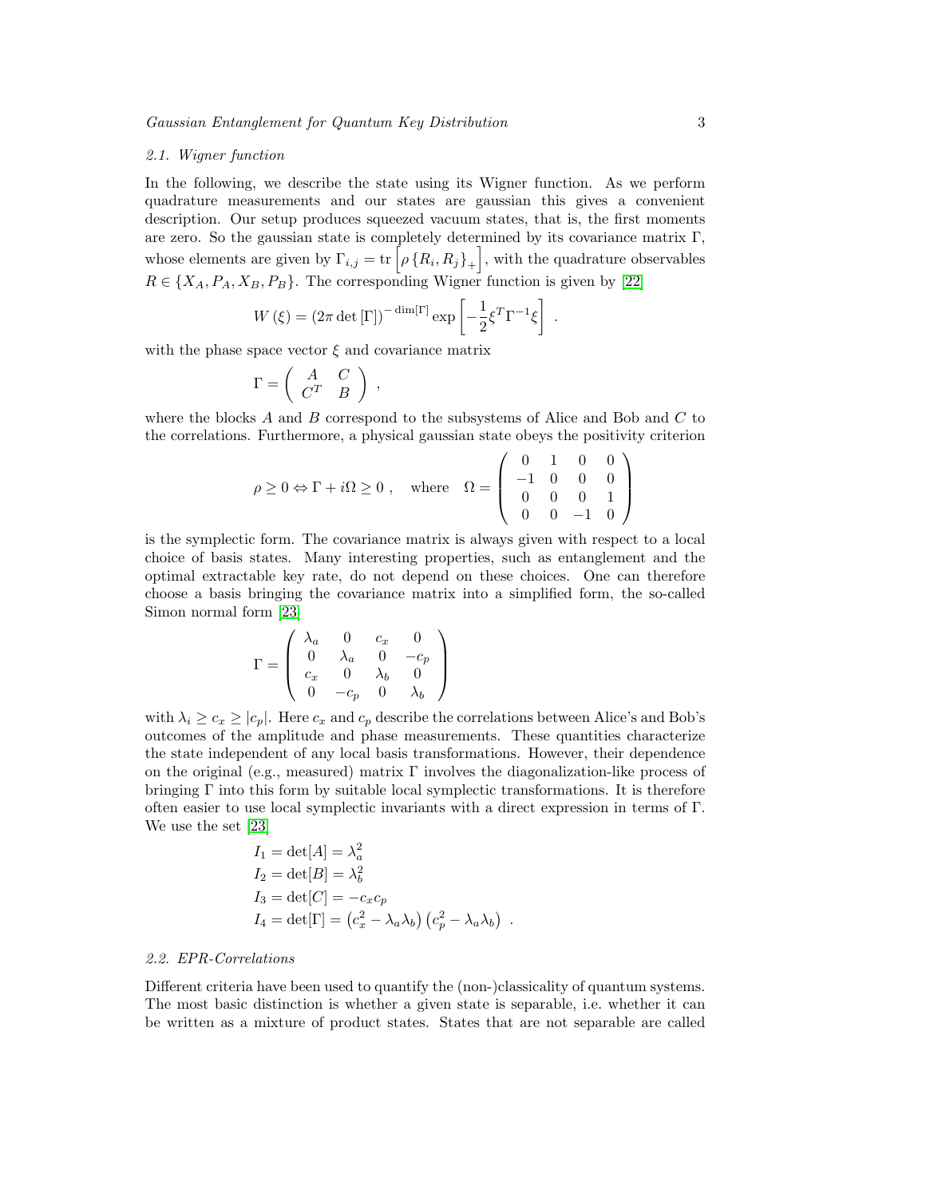### 2.1. Wigner function

In the following, we describe the state using its Wigner function. As we perform quadrature measurements and our states are gaussian this gives a convenient description. Our setup produces squeezed vacuum states, that is, the first moments are zero. So the gaussian state is completely determined by its covariance matrix $\Gamma$, whose elements are given by $\Gamma_{i,j} = \mathrm{tr}\left[\rho \left\{R_i, R_j\right\}_+\right]$, with the quadrature observables $R \in \{X_A, P_A, X_B, P_B\}$. The corresponding Wigner function is given by [22]

$$W(\xi) = (2\pi \det[\Gamma])^{-\dim[\Gamma]} \exp\left[-\frac{1}{2}\xi^T \Gamma^{-1} \xi\right] .$$

with the phase space vector $\xi$ and covariance matrix

$$\Gamma = \begin{pmatrix} A & C \\ C^T & B \end{pmatrix} ,$$

where the blocks $A$ and $B$ correspond to the subsystems of Alice and Bob and $C$ to the correlations. Furthermore, a physical gaussian state obeys the positivity criterion

$$\rho \geq 0 \Leftrightarrow \Gamma + i\Omega \geq 0 , \quad \text{where} \quad \Omega = \begin{pmatrix} 0 & 1 & 0 & 0 \\ -1 & 0 & 0 & 0 \\ 0 & 0 & 0 & 1 \\ 0 & 0 & -1 & 0 \end{pmatrix}$$

is the symplectic form. The covariance matrix is always given with respect to a local choice of basis states. Many interesting properties, such as entanglement and the optimal extractable key rate, do not depend on these choices. One can therefore choose a basis bringing the covariance matrix into a simplified form, the so-called Simon normal form [23]

$$\Gamma = \begin{pmatrix} \lambda_a & 0 & c_x & 0 \\ 0 & \lambda_a & 0 & -c_p \\ c_x & 0 & \lambda_b & 0 \\ 0 & -c_p & 0 & \lambda_b \end{pmatrix}$$

with $\lambda_i \geq c_x \geq |c_p|$. Here $c_x$ and $c_p$ describe the correlations between Alice's and Bob's outcomes of the amplitude and phase measurements. These quantities characterize the state independent of any local basis transformations. However, their dependence on the original (e.g., measured) matrix $\Gamma$ involves the diagonalization-like process of bringing $\Gamma$ into this form by suitable local symplectic transformations. It is therefore often easier to use local symplectic invariants with a direct expression in terms of $\Gamma$. We use the set [23]

$$\begin{aligned}
I_1 &= \det[A] = \lambda_a^2 \\
I_2 &= \det[B] = \lambda_b^2 \\
I_3 &= \det[C] = -c_x c_p \\
I_4 &= \det[\Gamma] = \left(c_x^2 - \lambda_a \lambda_b\right)\left(c_p^2 - \lambda_a \lambda_b\right) .
\end{aligned}$$

### 2.2. EPR-Correlations

Different criteria have been used to quantify the (non-)classicality of quantum systems. The most basic distinction is whether a given state is separable, i.e. whether it can be written as a mixture of product states. States that are not separable are called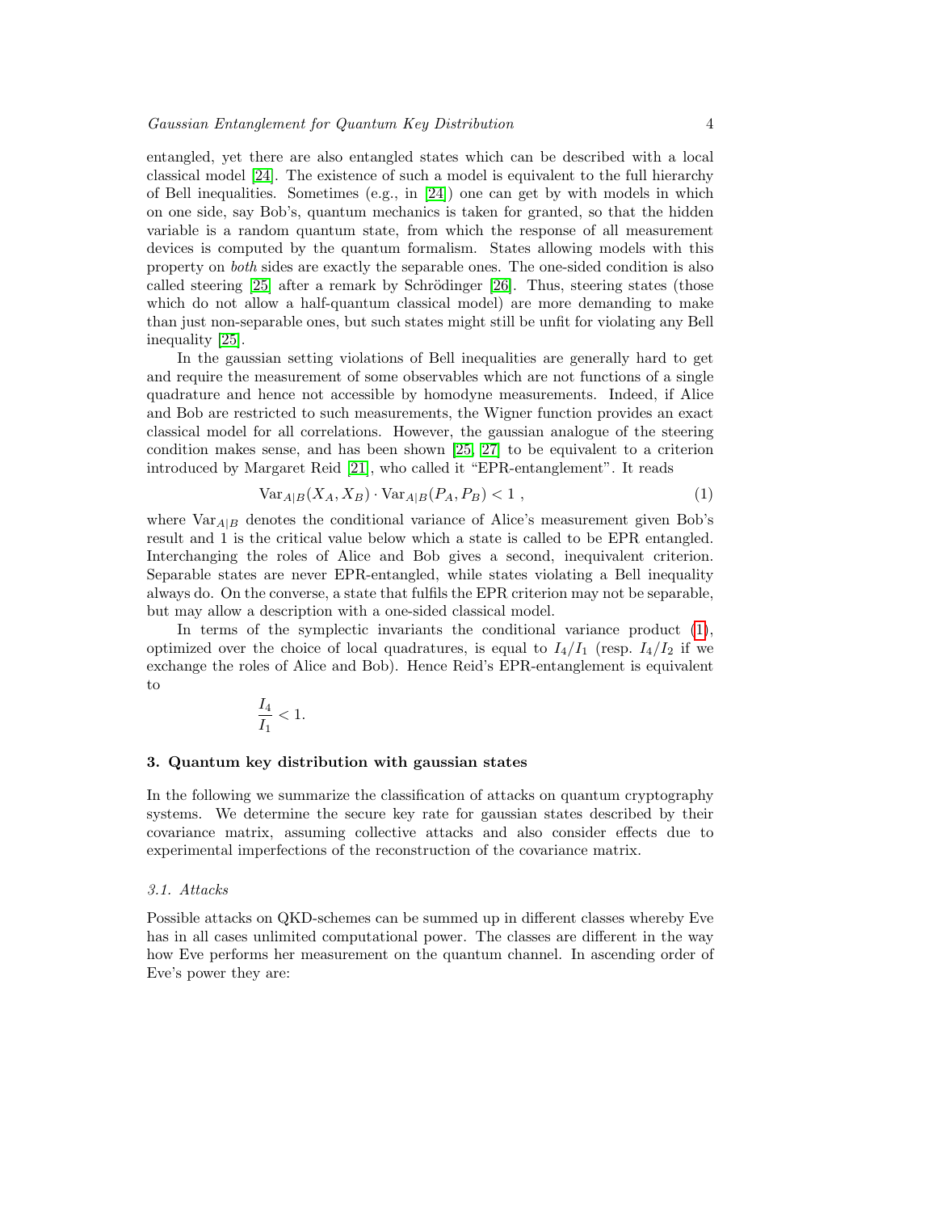entangled, yet there are also entangled states which can be described with a local classical model [24]. The existence of such a model is equivalent to the full hierarchy of Bell inequalities. Sometimes (e.g., in [24]) one can get by with models in which on one side, say Bob's, quantum mechanics is taken for granted, so that the hidden variable is a random quantum state, from which the response of all measurement devices is computed by the quantum formalism. States allowing models with this property on *both* sides are exactly the separable ones. The one-sided condition is also called steering [25] after a remark by Schrödinger [26]. Thus, steering states (those which do not allow a half-quantum classical model) are more demanding to make than just non-separable ones, but such states might still be unfit for violating any Bell inequality [25].

In the gaussian setting violations of Bell inequalities are generally hard to get and require the measurement of some observables which are not functions of a single quadrature and hence not accessible by homodyne measurements. Indeed, if Alice and Bob are restricted to such measurements, the Wigner function provides an exact classical model for all correlations. However, the gaussian analogue of the steering condition makes sense, and has been shown [25, 27] to be equivalent to a criterion introduced by Margaret Reid [21], who called it "EPR-entanglement". It reads

$$\mathrm{Var}_{A|B}(X_A, X_B) \cdot \mathrm{Var}_{A|B}(P_A, P_B) < 1 \ , \tag{1}$$

where $\mathrm{Var}_{A|B}$ denotes the conditional variance of Alice's measurement given Bob's result and 1 is the critical value below which a state is called to be EPR entangled. Interchanging the roles of Alice and Bob gives a second, inequivalent criterion. Separable states are never EPR-entangled, while states violating a Bell inequality always do. On the converse, a state that fulfils the EPR criterion may not be separable, but may allow a description with a one-sided classical model.

In terms of the symplectic invariants the conditional variance product (1), optimized over the choice of local quadratures, is equal to $I_4/I_1$ (resp. $I_4/I_2$ if we exchange the roles of Alice and Bob). Hence Reid's EPR-entanglement is equivalent to

$$\frac{I_4}{I_1} < 1.$$

## 3. Quantum key distribution with gaussian states

In the following we summarize the classification of attacks on quantum cryptography systems. We determine the secure key rate for gaussian states described by their covariance matrix, assuming collective attacks and also consider effects due to experimental imperfections of the reconstruction of the covariance matrix.

### 3.1. Attacks

Possible attacks on QKD-schemes can be summed up in different classes whereby Eve has in all cases unlimited computational power. The classes are different in the way how Eve performs her measurement on the quantum channel. In ascending order of Eve's power they are: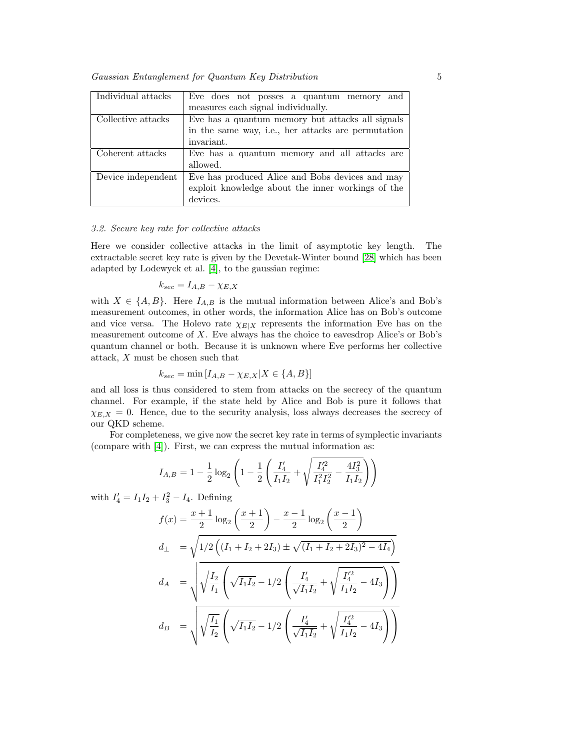| Individual attacks | Eve does not posses a quantum memory and measures each signal individually. |
| --- | --- |
| Collective attacks | Eve has a quantum memory but attacks all signals in the same way, i.e., her attacks are permutation invariant. |
| Coherent attacks | Eve has a quantum memory and all attacks are allowed. |
| Device independent | Eve has produced Alice and Bobs devices and may exploit knowledge about the inner workings of the devices. |

### *3.2. Secure key rate for collective attacks*

Here we consider collective attacks in the limit of asymptotic key length. The extractable secret key rate is given by the Devetak-Winter bound [28] which has been adapted by Lodewyck et al. [4], to the gaussian regime:

$$k_{sec} = I_{A,B} - \chi_{E,X}$$

with $X \in \{A, B\}$. Here $I_{A,B}$ is the mutual information between Alice's and Bob's measurement outcomes, in other words, the information Alice has on Bob's outcome and vice versa. The Holevo rate $\chi_{E|X}$ represents the information Eve has on the measurement outcome of $X$. Eve always has the choice to eavesdrop Alice's or Bob's quantum channel or both. Because it is unknown where Eve performs her collective attack, $X$ must be chosen such that

$$k_{sec} = \min\left[I_{A,B} - \chi_{E,X} | X \in \{A, B\}\right]$$

and all loss is thus considered to stem from attacks on the secrecy of the quantum channel. For example, if the state held by Alice and Bob is pure it follows that $\chi_{E,X} = 0$. Hence, due to the security analysis, loss always decreases the secrecy of our QKD scheme.

For completeness, we give now the secret key rate in terms of symplectic invariants (compare with [4]). First, we can express the mutual information as:

$$I_{A,B} = 1 - \frac{1}{2}\log_2\left(1 - \frac{1}{2}\left(\frac{I_4'}{I_1 I_2} + \sqrt{\frac{I_4'^2}{I_1^2 I_2^2} - \frac{4I_3^2}{I_1 I_2}}\right)\right)$$

with $I_4' = I_1 I_2 + I_3^2 - I_4$. Defining

$$f(x) = \frac{x+1}{2}\log_2\left(\frac{x+1}{2}\right) - \frac{x-1}{2}\log_2\left(\frac{x-1}{2}\right)$$

$$d_\pm = \sqrt{1/2\left((I_1 + I_2 + 2I_3) \pm \sqrt{(I_1 + I_2 + 2I_3)^2 - 4I_4}\right)}$$

$$d_A = \sqrt{\sqrt{\frac{I_2}{I_1}}\left(\sqrt{I_1 I_2} - 1/2\left(\frac{I_4'}{\sqrt{I_1 I_2}} + \sqrt{\frac{I_4'^2}{I_1 I_2} - 4I_3}\right)\right)}$$

$$d_B = \sqrt{\sqrt{\frac{I_1}{I_2}}\left(\sqrt{I_1 I_2} - 1/2\left(\frac{I_4'}{\sqrt{I_1 I_2}} + \sqrt{\frac{I_4'^2}{I_1 I_2} - 4I_3}\right)\right)}$$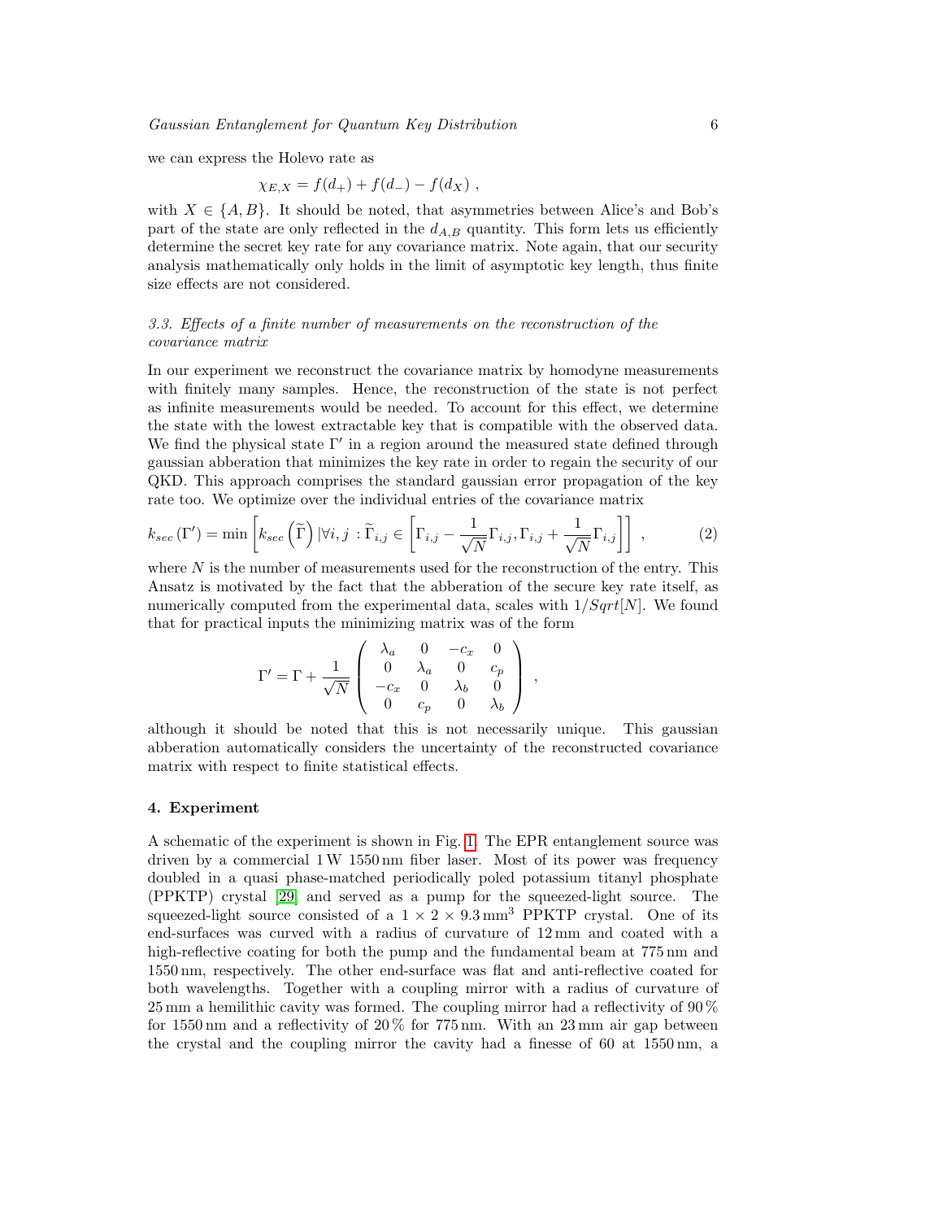we can express the Holevo rate as

$$\chi_{E,X} = f(d_+) + f(d_-) - f(d_X) \ ,$$

with $X \in \{A, B\}$. It should be noted, that asymmetries between Alice's and Bob's part of the state are only reflected in the $d_{A,B}$ quantity. This form lets us efficiently determine the secret key rate for any covariance matrix. Note again, that our security analysis mathematically only holds in the limit of asymptotic key length, thus finite size effects are not considered.

### *3.3. Effects of a finite number of measurements on the reconstruction of the covariance matrix*

In our experiment we reconstruct the covariance matrix by homodyne measurements with finitely many samples. Hence, the reconstruction of the state is not perfect as infinite measurements would be needed. To account for this effect, we determine the state with the lowest extractable key that is compatible with the observed data. We find the physical state $\Gamma'$ in a region around the measured state defined through gaussian abberation that minimizes the key rate in order to regain the security of our QKD. This approach comprises the standard gaussian error propagation of the key rate too. We optimize over the individual entries of the covariance matrix

$$k_{sec}\left(\Gamma'\right) = \min\left[k_{sec}\left(\widetilde{\Gamma}\right)|\forall i,j \,:\widetilde{\Gamma}_{i,j} \in \left[\Gamma_{i,j} - \frac{1}{\sqrt{N}}\Gamma_{i,j}, \Gamma_{i,j} + \frac{1}{\sqrt{N}}\Gamma_{i,j}\right]\right] \ , \tag{2}$$

where $N$ is the number of measurements used for the reconstruction of the entry. This Ansatz is motivated by the fact that the abberation of the secure key rate itself, as numerically computed from the experimental data, scales with $1/Sqrt[N]$. We found that for practical inputs the minimizing matrix was of the form

$$\Gamma' = \Gamma + \frac{1}{\sqrt{N}}\begin{pmatrix} \lambda_a & 0 & -c_x & 0 \\ 0 & \lambda_a & 0 & c_p \\ -c_x & 0 & \lambda_b & 0 \\ 0 & c_p & 0 & \lambda_b \end{pmatrix} \ ,$$

although it should be noted that this is not necessarily unique. This gaussian abberation automatically considers the uncertainty of the reconstructed covariance matrix with respect to finite statistical effects.

## 4. Experiment

A schematic of the experiment is shown in Fig. 1. The EPR entanglement source was driven by a commercial 1 W 1550 nm fiber laser. Most of its power was frequency doubled in a quasi phase-matched periodically poled potassium titanyl phosphate (PPKTP) crystal [29] and served as a pump for the squeezed-light source. The squeezed-light source consisted of a $1 \times 2 \times 9.3\,\text{mm}^3$ PPKTP crystal. One of its end-surfaces was curved with a radius of curvature of 12 mm and coated with a high-reflective coating for both the pump and the fundamental beam at 775 nm and 1550 nm, respectively. The other end-surface was flat and anti-reflective coated for both wavelengths. Together with a coupling mirror with a radius of curvature of 25 mm a hemilithic cavity was formed. The coupling mirror had a reflectivity of 90 % for 1550 nm and a reflectivity of 20 % for 775 nm. With an 23 mm air gap between the crystal and the coupling mirror the cavity had a finesse of 60 at 1550 nm, a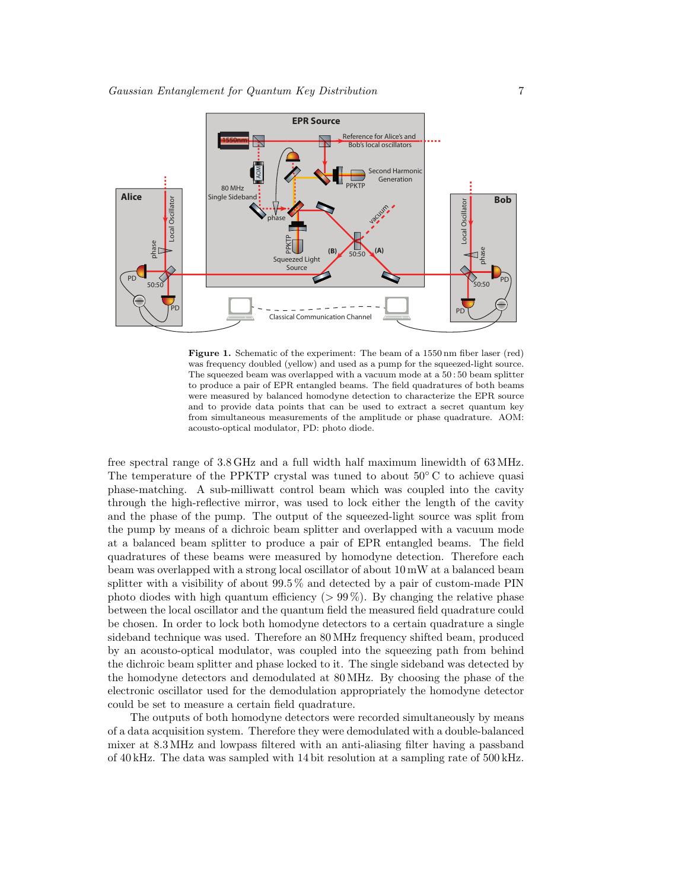**Figure 1.** Schematic of the experiment: The beam of a 1550 nm fiber laser (red) was frequency doubled (yellow) and used as a pump for the squeezed-light source. The squeezed beam was overlapped with a vacuum mode at a 50 : 50 beam splitter to produce a pair of EPR entangled beams. The field quadratures of both beams were measured by balanced homodyne detection to characterize the EPR source and to provide data points that can be used to extract a secret quantum key from simultaneous measurements of the amplitude or phase quadrature. AOM: acousto-optical modulator, PD: photo diode.

free spectral range of 3.8 GHz and a full width half maximum linewidth of 63 MHz. The temperature of the PPKTP crystal was tuned to about 50° C to achieve quasi phase-matching. A sub-milliwatt control beam which was coupled into the cavity through the high-reflective mirror, was used to lock either the length of the cavity and the phase of the pump. The output of the squeezed-light source was split from the pump by means of a dichroic beam splitter and overlapped with a vacuum mode at a balanced beam splitter to produce a pair of EPR entangled beams. The field quadratures of these beams were measured by homodyne detection. Therefore each beam was overlapped with a strong local oscillator of about 10 mW at a balanced beam splitter with a visibility of about 99.5 % and detected by a pair of custom-made PIN photo diodes with high quantum efficiency (> 99 %). By changing the relative phase between the local oscillator and the quantum field the measured field quadrature could be chosen. In order to lock both homodyne detectors to a certain quadrature a single sideband technique was used. Therefore an 80 MHz frequency shifted beam, produced by an acousto-optical modulator, was coupled into the squeezing path from behind the dichroic beam splitter and phase locked to it. The single sideband was detected by the homodyne detectors and demodulated at 80 MHz. By choosing the phase of the electronic oscillator used for the demodulation appropriately the homodyne detector could be set to measure a certain field quadrature.

The outputs of both homodyne detectors were recorded simultaneously by means of a data acquisition system. Therefore they were demodulated with a double-balanced mixer at 8.3 MHz and lowpass filtered with an anti-aliasing filter having a passband of 40 kHz. The data was sampled with 14 bit resolution at a sampling rate of 500 kHz.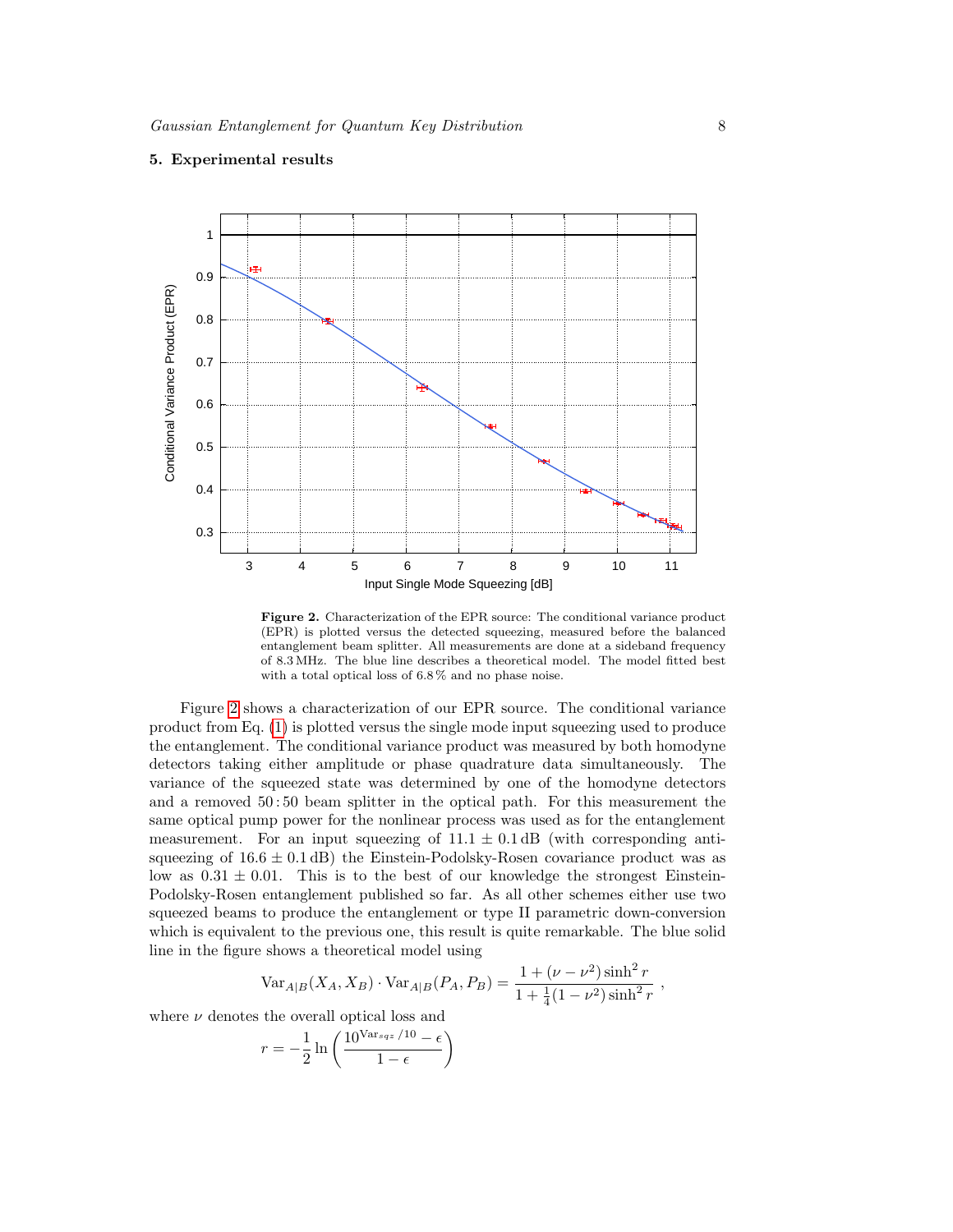## 5. Experimental results

**Figure 2.** Characterization of the EPR source: The conditional variance product (EPR) is plotted versus the detected squeezing, measured before the balanced entanglement beam splitter. All measurements are done at a sideband frequency of 8.3 MHz. The blue line describes a theoretical model. The model fitted best with a total optical loss of 6.8 % and no phase noise.

Figure 2 shows a characterization of our EPR source. The conditional variance product from Eq. (1) is plotted versus the single mode input squeezing used to produce the entanglement. The conditional variance product was measured by both homodyne detectors taking either amplitude or phase quadrature data simultaneously. The variance of the squeezed state was determined by one of the homodyne detectors and a removed 50 : 50 beam splitter in the optical path. For this measurement the same optical pump power for the nonlinear process was used as for the entanglement measurement. For an input squeezing of $11.1 \pm 0.1$ dB (with corresponding anti-squeezing of $16.6 \pm 0.1$ dB) the Einstein-Podolsky-Rosen covariance product was as low as $0.31 \pm 0.01$. This is to the best of our knowledge the strongest Einstein-Podolsky-Rosen entanglement published so far. As all other schemes either use two squeezed beams to produce the entanglement or type II parametric down-conversion which is equivalent to the previous one, this result is quite remarkable. The blue solid line in the figure shows a theoretical model using

$$\mathrm{Var}_{A|B}(X_A, X_B) \cdot \mathrm{Var}_{A|B}(P_A, P_B) = \frac{1 + (\nu - \nu^2)\sinh^2 r}{1 + \frac{1}{4}(1 - \nu^2)\sinh^2 r} \ ,$$

where $\nu$ denotes the overall optical loss and

$$r = -\frac{1}{2}\ln\left(\frac{10^{\mathrm{Var}_{sqz}/10} - \epsilon}{1 - \epsilon}\right)$$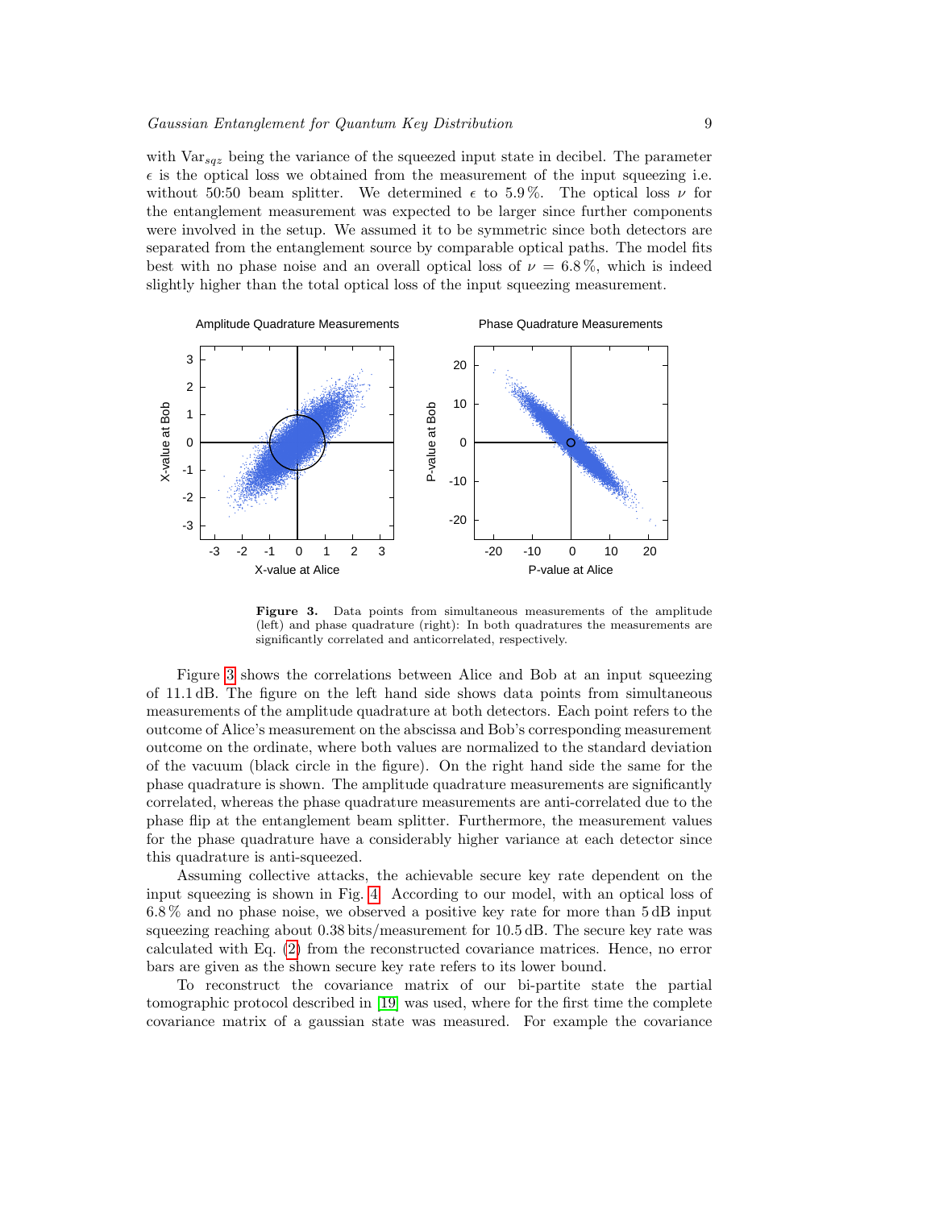with $\text{Var}_{sqz}$ being the variance of the squeezed input state in decibel. The parameter $\epsilon$ is the optical loss we obtained from the measurement of the input squeezing i.e. without 50:50 beam splitter. We determined $\epsilon$ to 5.9 %. The optical loss $\nu$ for the entanglement measurement was expected to be larger since further components were involved in the setup. We assumed it to be symmetric since both detectors are separated from the entanglement source by comparable optical paths. The model fits best with no phase noise and an overall optical loss of $\nu = 6.8\,\%$, which is indeed slightly higher than the total optical loss of the input squeezing measurement.

**Figure 3.** Data points from simultaneous measurements of the amplitude (left) and phase quadrature (right): In both quadratures the measurements are significantly correlated and anticorrelated, respectively.

Figure 3 shows the correlations between Alice and Bob at an input squeezing of 11.1 dB. The figure on the left hand side shows data points from simultaneous measurements of the amplitude quadrature at both detectors. Each point refers to the outcome of Alice's measurement on the abscissa and Bob's corresponding measurement outcome on the ordinate, where both values are normalized to the standard deviation of the vacuum (black circle in the figure). On the right hand side the same for the phase quadrature is shown. The amplitude quadrature measurements are significantly correlated, whereas the phase quadrature measurements are anti-correlated due to the phase flip at the entanglement beam splitter. Furthermore, the measurement values for the phase quadrature have a considerably higher variance at each detector since this quadrature is anti-squeezed.

Assuming collective attacks, the achievable secure key rate dependent on the input squeezing is shown in Fig. 4. According to our model, with an optical loss of 6.8 % and no phase noise, we observed a positive key rate for more than 5 dB input squeezing reaching about 0.38 bits/measurement for 10.5 dB. The secure key rate was calculated with Eq. (2) from the reconstructed covariance matrices. Hence, no error bars are given as the shown secure key rate refers to its lower bound.

To reconstruct the covariance matrix of our bi-partite state the partial tomographic protocol described in [19] was used, where for the first time the complete covariance matrix of a gaussian state was measured. For example the covariance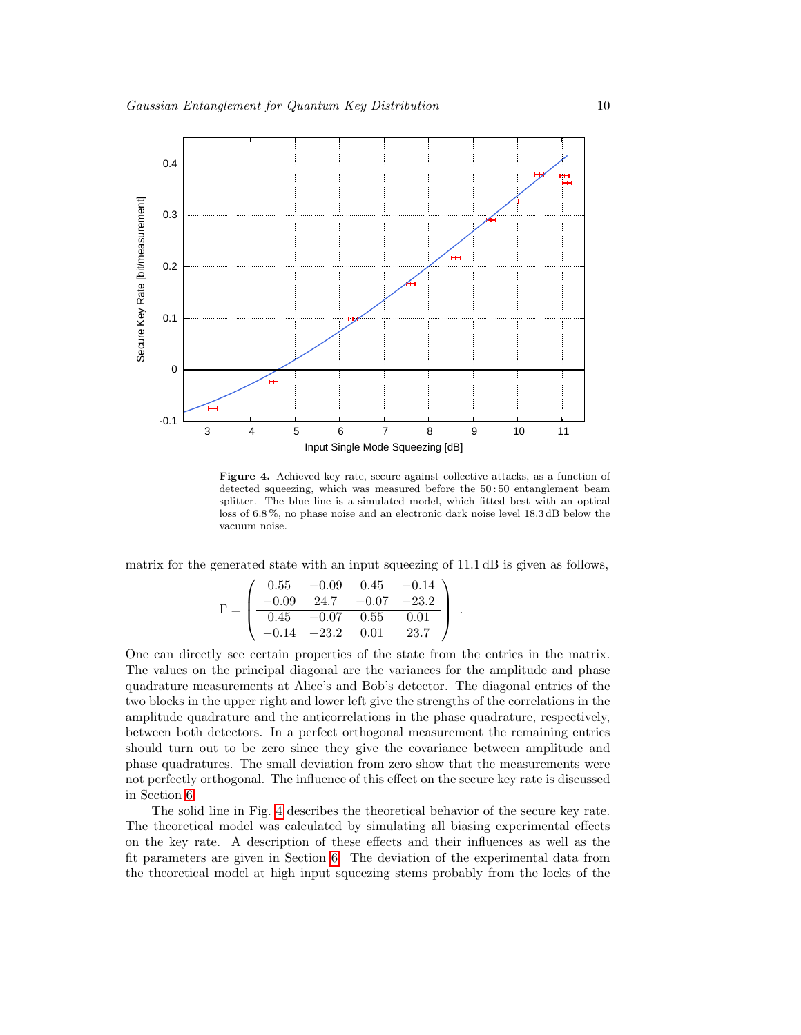**Figure 4.** Achieved key rate, secure against collective attacks, as a function of detected squeezing, which was measured before the 50 : 50 entanglement beam splitter. The blue line is a simulated model, which fitted best with an optical loss of 6.8 %, no phase noise and an electronic dark noise level 18.3 dB below the vacuum noise.

matrix for the generated state with an input squeezing of 11.1 dB is given as follows,

$$
\Gamma = \left( \begin{array}{cc|cc} 0.55 & -0.09 & 0.45 & -0.14 \\ -0.09 & 24.7 & -0.07 & -23.2 \\ \hline 0.45 & -0.07 & 0.55 & 0.01 \\ -0.14 & -23.2 & 0.01 & 23.7 \end{array} \right) .
$$

One can directly see certain properties of the state from the entries in the matrix. The values on the principal diagonal are the variances for the amplitude and phase quadrature measurements at Alice's and Bob's detector. The diagonal entries of the two blocks in the upper right and lower left give the strengths of the correlations in the amplitude quadrature and the anticorrelations in the phase quadrature, respectively, between both detectors. In a perfect orthogonal measurement the remaining entries should turn out to be zero since they give the covariance between amplitude and phase quadratures. The small deviation from zero show that the measurements were not perfectly orthogonal. The influence of this effect on the secure key rate is discussed in Section 6.

The solid line in Fig. 4 describes the theoretical behavior of the secure key rate. The theoretical model was calculated by simulating all biasing experimental effects on the key rate. A description of these effects and their influences as well as the fit parameters are given in Section 6. The deviation of the experimental data from the theoretical model at high input squeezing stems probably from the locks of the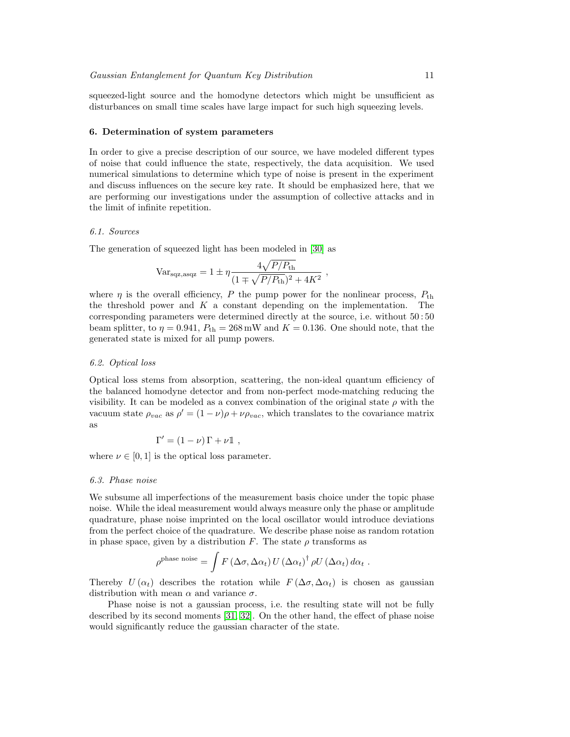squeezed-light source and the homodyne detectors which might be unsufficient as disturbances on small time scales have large impact for such high squeezing levels.

## 6. Determination of system parameters

In order to give a precise description of our source, we have modeled different types of noise that could influence the state, respectively, the data acquisition. We used numerical simulations to determine which type of noise is present in the experiment and discuss influences on the secure key rate. It should be emphasized here, that we are performing our investigations under the assumption of collective attacks and in the limit of infinite repetition.

### 6.1. Sources

The generation of squeezed light has been modeled in [30] as

$$\mathrm{Var}_{\mathrm{sqz,asqz}} = 1 \pm \eta \frac{4\sqrt{P/P_{\mathrm{th}}}}{(1 \mp \sqrt{P/P_{\mathrm{th}}})^2 + 4K^2} \ ,$$

where $\eta$ is the overall efficiency, $P$ the pump power for the nonlinear process, $P_{\mathrm{th}}$ the threshold power and $K$ a constant depending on the implementation. The corresponding parameters were determined directly at the source, i.e. without $50:50$ beam splitter, to $\eta = 0.941$, $P_{\mathrm{th}} = 268\,\mathrm{mW}$ and $K = 0.136$. One should note, that the generated state is mixed for all pump powers.

### 6.2. Optical loss

Optical loss stems from absorption, scattering, the non-ideal quantum efficiency of the balanced homodyne detector and from non-perfect mode-matching reducing the visibility. It can be modeled as a convex combination of the original state $\rho$ with the vacuum state $\rho_{vac}$ as $\rho' = (1-\nu)\rho + \nu\rho_{vac}$, which translates to the covariance matrix as

$$\Gamma' = (1-\nu)\,\Gamma + \nu\mathbb{1} \ ,$$

where $\nu \in [0,1]$ is the optical loss parameter.

### 6.3. Phase noise

We subsume all imperfections of the measurement basis choice under the topic phase noise. While the ideal measurement would always measure only the phase or amplitude quadrature, phase noise imprinted on the local oscillator would introduce deviations from the perfect choice of the quadrature. We describe phase noise as random rotation in phase space, given by a distribution $F$. The state $\rho$ transforms as

$$\rho^{\mathrm{phase\ noise}} = \int F\left(\Delta\sigma, \Delta\alpha_t\right) U\left(\Delta\alpha_t\right)^{\dagger} \rho U\left(\Delta\alpha_t\right) d\alpha_t \ .$$

Thereby $U\left(\alpha_t\right)$ describes the rotation while $F\left(\Delta\sigma, \Delta\alpha_t\right)$ is chosen as gaussian distribution with mean $\alpha$ and variance $\sigma$.

Phase noise is not a gaussian process, i.e. the resulting state will not be fully described by its second moments [31, 32]. On the other hand, the effect of phase noise would significantly reduce the gaussian character of the state.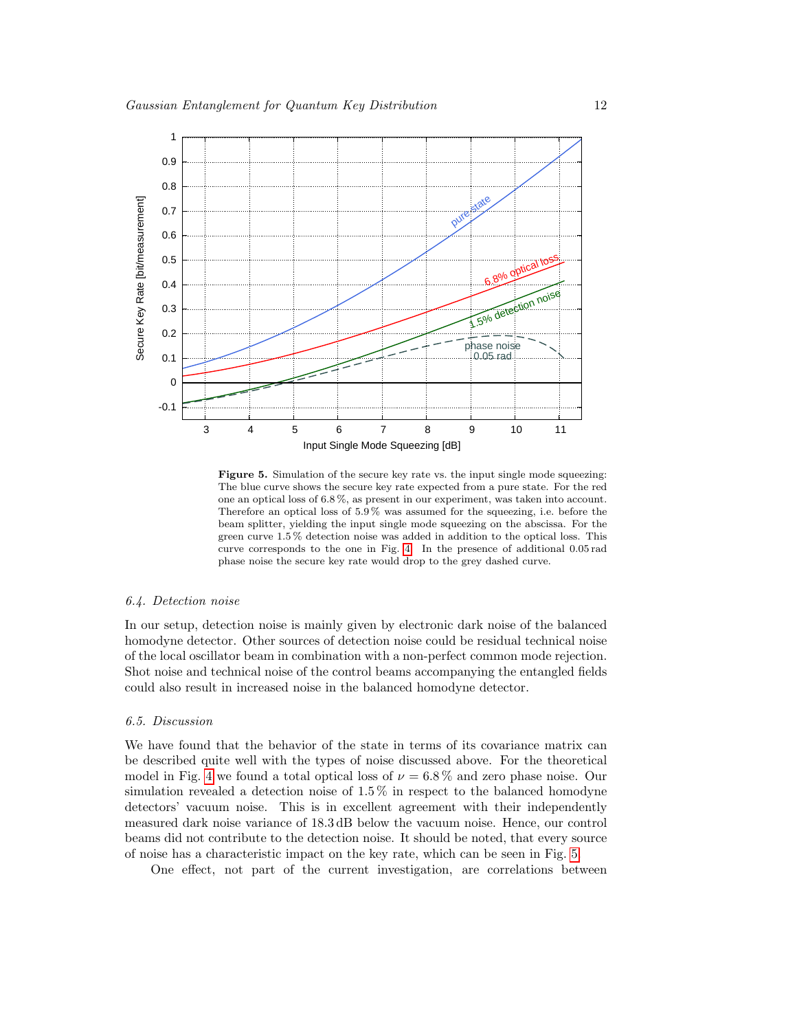**Figure 5.** Simulation of the secure key rate vs. the input single mode squeezing: The blue curve shows the secure key rate expected from a pure state. For the red one an optical loss of 6.8 %, as present in our experiment, was taken into account. Therefore an optical loss of 5.9 % was assumed for the squeezing, i.e. before the beam splitter, yielding the input single mode squeezing on the abscissa. For the green curve 1.5 % detection noise was added in addition to the optical loss. This curve corresponds to the one in Fig. 4. In the presence of additional 0.05 rad phase noise the secure key rate would drop to the grey dashed curve.

### *6.4. Detection noise*

In our setup, detection noise is mainly given by electronic dark noise of the balanced homodyne detector. Other sources of detection noise could be residual technical noise of the local oscillator beam in combination with a non-perfect common mode rejection. Shot noise and technical noise of the control beams accompanying the entangled fields could also result in increased noise in the balanced homodyne detector.

### *6.5. Discussion*

We have found that the behavior of the state in terms of its covariance matrix can be described quite well with the types of noise discussed above. For the theoretical model in Fig. 4 we found a total optical loss of $\nu = 6.8\,\%$ and zero phase noise. Our simulation revealed a detection noise of 1.5 % in respect to the balanced homodyne detectors' vacuum noise. This is in excellent agreement with their independently measured dark noise variance of 18.3 dB below the vacuum noise. Hence, our control beams did not contribute to the detection noise. It should be noted, that every source of noise has a characteristic impact on the key rate, which can be seen in Fig. 5.

One effect, not part of the current investigation, are correlations between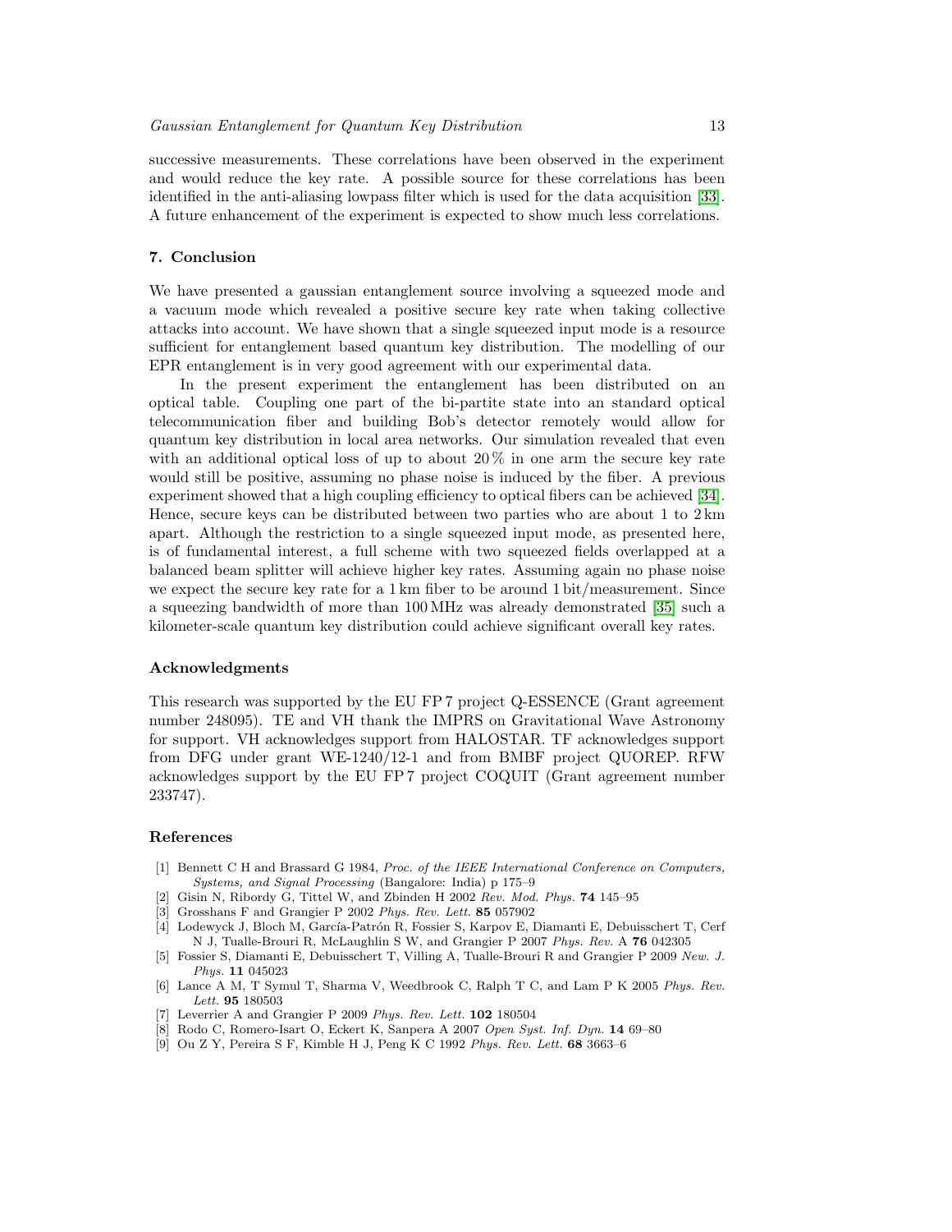successive measurements. These correlations have been observed in the experiment and would reduce the key rate. A possible source for these correlations has been identified in the anti-aliasing lowpass filter which is used for the data acquisition [33]. A future enhancement of the experiment is expected to show much less correlations.

## 7. Conclusion

We have presented a gaussian entanglement source involving a squeezed mode and a vacuum mode which revealed a positive secure key rate when taking collective attacks into account. We have shown that a single squeezed input mode is a resource sufficient for entanglement based quantum key distribution. The modelling of our EPR entanglement is in very good agreement with our experimental data.

In the present experiment the entanglement has been distributed on an optical table. Coupling one part of the bi-partite state into an standard optical telecommunication fiber and building Bob's detector remotely would allow for quantum key distribution in local area networks. Our simulation revealed that even with an additional optical loss of up to about 20 % in one arm the secure key rate would still be positive, assuming no phase noise is induced by the fiber. A previous experiment showed that a high coupling efficiency to optical fibers can be achieved [34]. Hence, secure keys can be distributed between two parties who are about 1 to 2 km apart. Although the restriction to a single squeezed input mode, as presented here, is of fundamental interest, a full scheme with two squeezed fields overlapped at a balanced beam splitter will achieve higher key rates. Assuming again no phase noise we expect the secure key rate for a 1 km fiber to be around 1 bit/measurement. Since a squeezing bandwidth of more than 100 MHz was already demonstrated [35] such a kilometer-scale quantum key distribution could achieve significant overall key rates.

## Acknowledgments

This research was supported by the EU FP 7 project Q-ESSENCE (Grant agreement number 248095). TE and VH thank the IMPRS on Gravitational Wave Astronomy for support. VH acknowledges support from HALOSTAR. TF acknowledges support from DFG under grant WE-1240/12-1 and from BMBF project QUOREP. RFW acknowledges support by the EU FP 7 project COQUIT (Grant agreement number 233747).

## References

[1] Bennett C H and Brassard G 1984, *Proc. of the IEEE International Conference on Computers, Systems, and Signal Processing* (Bangalore: India) p 175–9

[2] Gisin N, Ribordy G, Tittel W, and Zbinden H 2002 *Rev. Mod. Phys.* **74** 145–95

[3] Grosshans F and Grangier P 2002 *Phys. Rev. Lett.* **85** 057902

[4] Lodewyck J, Bloch M, García-Patrón R, Fossier S, Karpov E, Diamanti E, Debuisschert T, Cerf N J, Tualle-Brouri R, McLaughlin S W, and Grangier P 2007 *Phys. Rev.* A **76** 042305

[5] Fossier S, Diamanti E, Debuisschert T, Villing A, Tualle-Brouri R and Grangier P 2009 *New. J. Phys.* **11** 045023

[6] Lance A M, T Symul T, Sharma V, Weedbrook C, Ralph T C, and Lam P K 2005 *Phys. Rev. Lett.* **95** 180503

[7] Leverrier A and Grangier P 2009 *Phys. Rev. Lett.* **102** 180504

[8] Rodo C, Romero-Isart O, Eckert K, Sanpera A 2007 *Open Syst. Inf. Dyn.* **14** 69–80

[9] Ou Z Y, Pereira S F, Kimble H J, Peng K C 1992 *Phys. Rev. Lett.* **68** 3663–6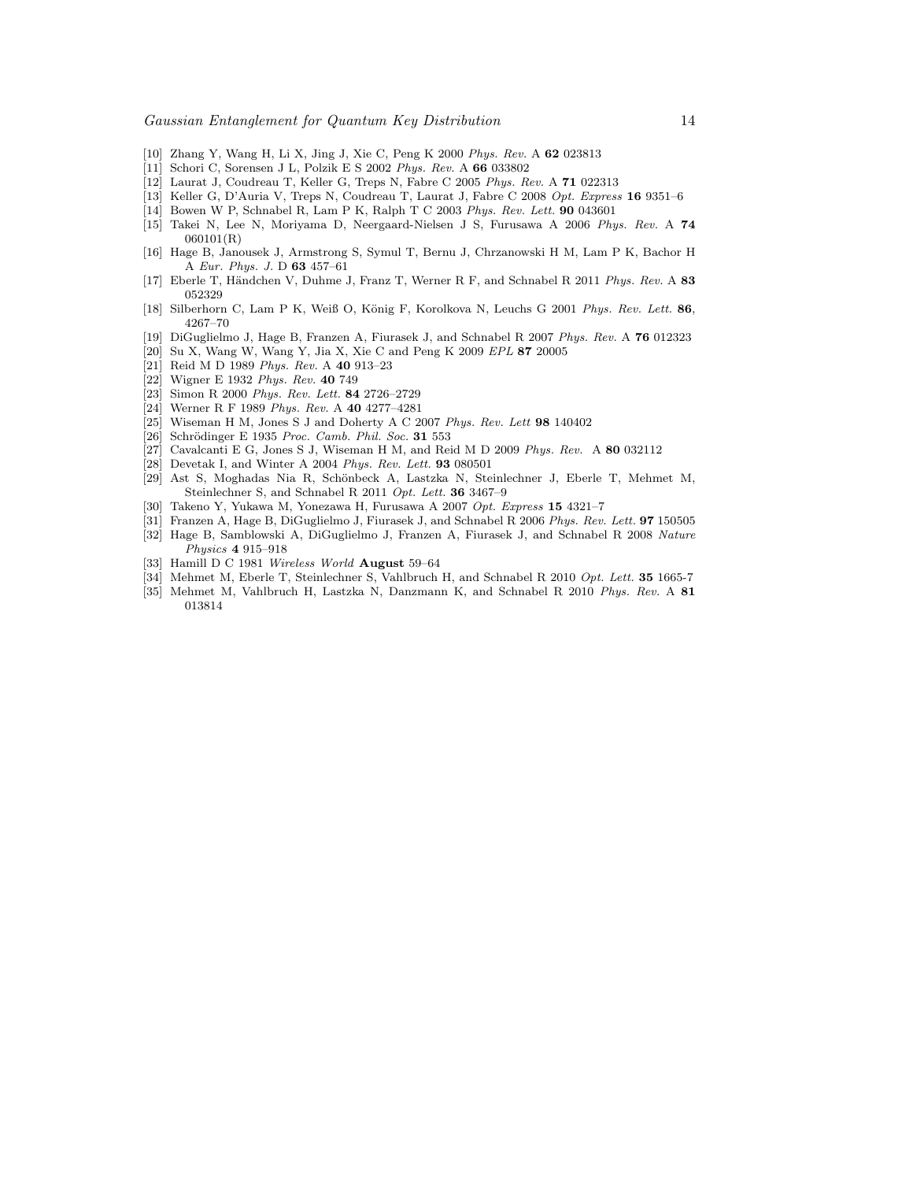[10] Zhang Y, Wang H, Li X, Jing J, Xie C, Peng K 2000 *Phys. Rev.* A **62** 023813

[11] Schori C, Sorensen J L, Polzik E S 2002 *Phys. Rev.* A **66** 033802

[12] Laurat J, Coudreau T, Keller G, Treps N, Fabre C 2005 *Phys. Rev.* A **71** 022313

[13] Keller G, D'Auria V, Treps N, Coudreau T, Laurat J, Fabre C 2008 *Opt. Express* **16** 9351–6

[14] Bowen W P, Schnabel R, Lam P K, Ralph T C 2003 *Phys. Rev. Lett.* **90** 043601

[15] Takei N, Lee N, Moriyama D, Neergaard-Nielsen J S, Furusawa A 2006 *Phys. Rev.* A **74** 060101(R)

[16] Hage B, Janousek J, Armstrong S, Symul T, Bernu J, Chrzanowski H M, Lam P K, Bachor H A *Eur. Phys. J.* D **63** 457–61

[17] Eberle T, Händchen V, Duhme J, Franz T, Werner R F, and Schnabel R 2011 *Phys. Rev.* A **83** 052329

[18] Silberhorn C, Lam P K, Weiß O, König F, Korolkova N, Leuchs G 2001 *Phys. Rev. Lett.* **86**, 4267–70

[19] DiGuglielmo J, Hage B, Franzen A, Fiurasek J, and Schnabel R 2007 *Phys. Rev.* A **76** 012323

[20] Su X, Wang W, Wang Y, Jia X, Xie C and Peng K 2009 *EPL* **87** 20005

[21] Reid M D 1989 *Phys. Rev.* A **40** 913–23

[22] Wigner E 1932 *Phys. Rev.* **40** 749

[23] Simon R 2000 *Phys. Rev. Lett.* **84** 2726–2729

[24] Werner R F 1989 *Phys. Rev.* A **40** 4277–4281

[25] Wiseman H M, Jones S J and Doherty A C 2007 *Phys. Rev. Lett* **98** 140402

[26] Schrödinger E 1935 *Proc. Camb. Phil. Soc.* **31** 553

[27] Cavalcanti E G, Jones S J, Wiseman H M, and Reid M D 2009 *Phys. Rev.* A **80** 032112

[28] Devetak I, and Winter A 2004 *Phys. Rev. Lett.* **93** 080501

[29] Ast S, Moghadas Nia R, Schönbeck A, Lastzka N, Steinlechner J, Eberle T, Mehmet M, Steinlechner S, and Schnabel R 2011 *Opt. Lett.* **36** 3467–9

[30] Takeno Y, Yukawa M, Yonezawa H, Furusawa A 2007 *Opt. Express* **15** 4321–7

[31] Franzen A, Hage B, DiGuglielmo J, Fiurasek J, and Schnabel R 2006 *Phys. Rev. Lett.* **97** 150505

[32] Hage B, Samblowski A, DiGuglielmo J, Franzen A, Fiurasek J, and Schnabel R 2008 *Nature Physics* **4** 915–918

[33] Hamill D C 1981 *Wireless World* **August** 59–64

[34] Mehmet M, Eberle T, Steinlechner S, Vahlbruch H, and Schnabel R 2010 *Opt. Lett.* **35** 1665-7

[35] Mehmet M, Vahlbruch H, Lastzka N, Danzmann K, and Schnabel R 2010 *Phys. Rev.* A **81** 013814